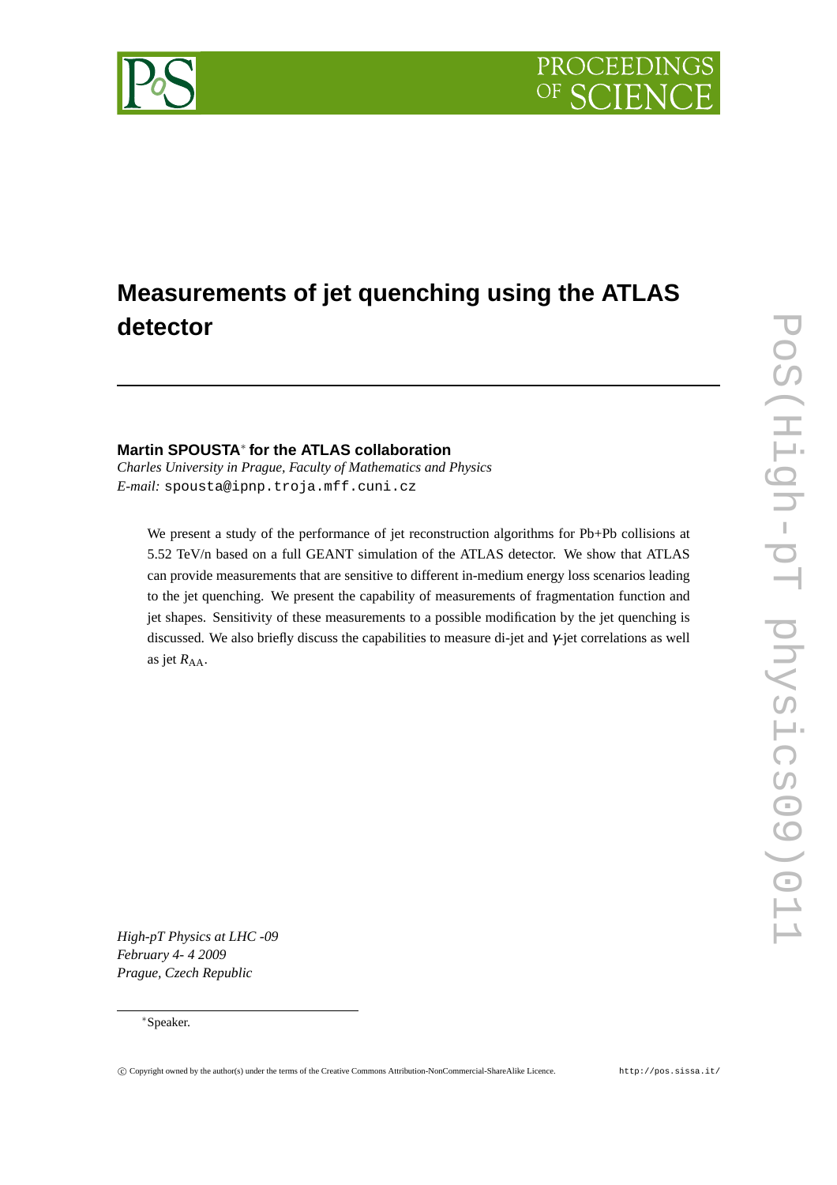# Measurements of jet quenching using the ATLAS detector

**Martin SPOUSTA*** **for the ATLAS collaboration**

*Charles University in Prague, Faculty of Mathematics and Physics*
*E-mail:* `spousta@ipnp.troja.mff.cuni.cz`

We present a study of the performance of jet reconstruction algorithms for Pb+Pb collisions at 5.52 TeV/n based on a full GEANT simulation of the ATLAS detector. We show that ATLAS can provide measurements that are sensitive to different in-medium energy loss scenarios leading to the jet quenching. We present the capability of measurements of fragmentation function and jet shapes. Sensitivity of these measurements to a possible modification by the jet quenching is discussed. We also briefly discuss the capabilities to measure di-jet and $\gamma$-jet correlations as well as jet $R_{AA}$.

*High-pT Physics at LHC -09*
*February 4- 4 2009*
*Prague, Czech Republic*

*Speaker.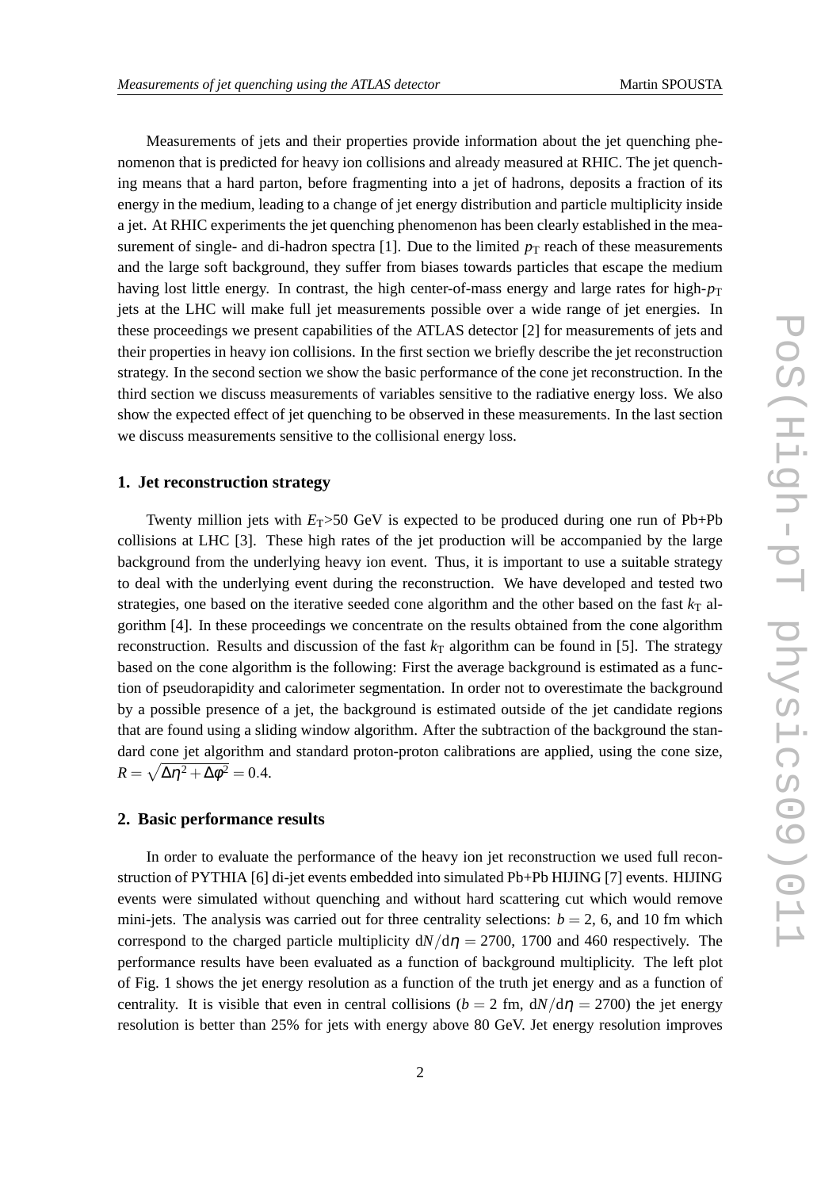Measurements of jets and their properties provide information about the jet quenching phenomenon that is predicted for heavy ion collisions and already measured at RHIC. The jet quenching means that a hard parton, before fragmenting into a jet of hadrons, deposits a fraction of its energy in the medium, leading to a change of jet energy distribution and particle multiplicity inside a jet. At RHIC experiments the jet quenching phenomenon has been clearly established in the measurement of single- and di-hadron spectra [1]. Due to the limited $p_{\mathrm{T}}$ reach of these measurements and the large soft background, they suffer from biases towards particles that escape the medium having lost little energy. In contrast, the high center-of-mass energy and large rates for high-$p_{\mathrm{T}}$ jets at the LHC will make full jet measurements possible over a wide range of jet energies. In these proceedings we present capabilities of the ATLAS detector [2] for measurements of jets and their properties in heavy ion collisions. In the first section we briefly describe the jet reconstruction strategy. In the second section we show the basic performance of the cone jet reconstruction. In the third section we discuss measurements of variables sensitive to the radiative energy loss. We also show the expected effect of jet quenching to be observed in these measurements. In the last section we discuss measurements sensitive to the collisional energy loss.

## 1. Jet reconstruction strategy

Twenty million jets with $E_{\mathrm{T}}$>50 GeV is expected to be produced during one run of Pb+Pb collisions at LHC [3]. These high rates of the jet production will be accompanied by the large background from the underlying heavy ion event. Thus, it is important to use a suitable strategy to deal with the underlying event during the reconstruction. We have developed and tested two strategies, one based on the iterative seeded cone algorithm and the other based on the fast $k_{\mathrm{T}}$ algorithm [4]. In these proceedings we concentrate on the results obtained from the cone algorithm reconstruction. Results and discussion of the fast $k_{\mathrm{T}}$ algorithm can be found in [5]. The strategy based on the cone algorithm is the following: First the average background is estimated as a function of pseudorapidity and calorimeter segmentation. In order not to overestimate the background by a possible presence of a jet, the background is estimated outside of the jet candidate regions that are found using a sliding window algorithm. After the subtraction of the background the standard cone jet algorithm and standard proton-proton calibrations are applied, using the cone size, $R = \sqrt{\Delta\eta^2 + \Delta\phi^2} = 0.4$.

## 2. Basic performance results

In order to evaluate the performance of the heavy ion jet reconstruction we used full reconstruction of PYTHIA [6] di-jet events embedded into simulated Pb+Pb HIJING [7] events. HIJING events were simulated without quenching and without hard scattering cut which would remove mini-jets. The analysis was carried out for three centrality selections: $b = 2$, 6, and 10 fm which correspond to the charged particle multiplicity $\mathrm{d}N/\mathrm{d}\eta = 2700$, 1700 and 460 respectively. The performance results have been evaluated as a function of background multiplicity. The left plot of Fig. 1 shows the jet energy resolution as a function of the truth jet energy and as a function of centrality. It is visible that even in central collisions ($b = 2$ fm, $\mathrm{d}N/\mathrm{d}\eta = 2700$) the jet energy resolution is better than 25% for jets with energy above 80 GeV. Jet energy resolution improves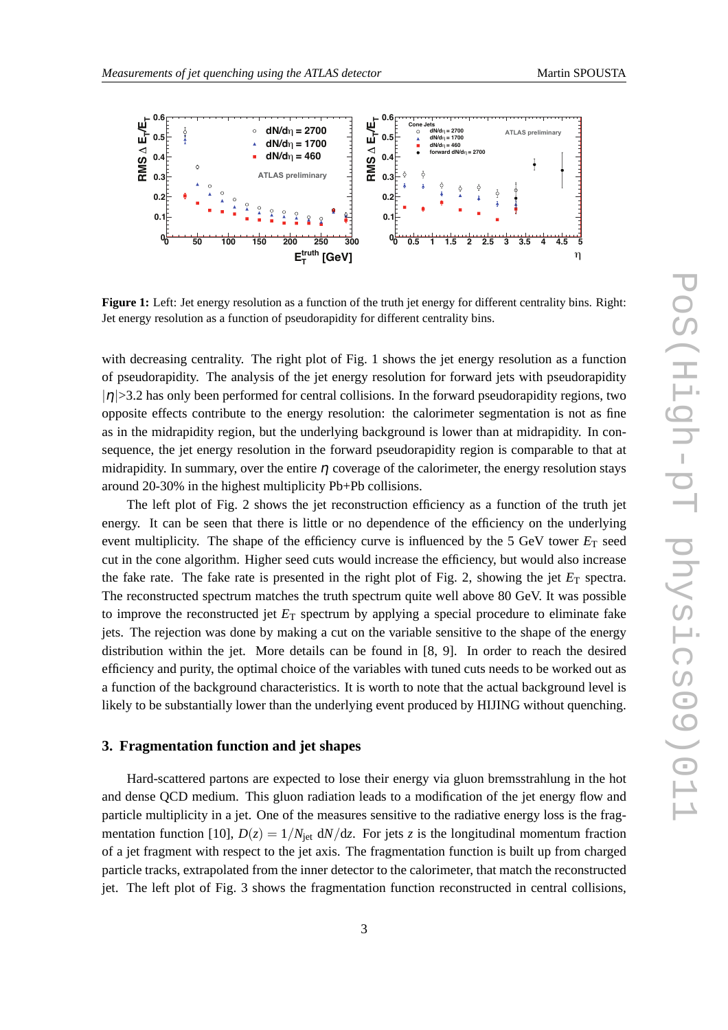**Figure 1:** Left: Jet energy resolution as a function of the truth jet energy for different centrality bins. Right: Jet energy resolution as a function of pseudorapidity for different centrality bins.

with decreasing centrality. The right plot of Fig. 1 shows the jet energy resolution as a function of pseudorapidity. The analysis of the jet energy resolution for forward jets with pseudorapidity $|\eta|>3.2$ has only been performed for central collisions. In the forward pseudorapidity regions, two opposite effects contribute to the energy resolution: the calorimeter segmentation is not as fine as in the midrapidity region, but the underlying background is lower than at midrapidity. In consequence, the jet energy resolution in the forward pseudorapidity region is comparable to that at midrapidity. In summary, over the entire $\eta$ coverage of the calorimeter, the energy resolution stays around 20-30% in the highest multiplicity Pb+Pb collisions.

The left plot of Fig. 2 shows the jet reconstruction efficiency as a function of the truth jet energy. It can be seen that there is little or no dependence of the efficiency on the underlying event multiplicity. The shape of the efficiency curve is influenced by the 5 GeV tower $E_T$ seed cut in the cone algorithm. Higher seed cuts would increase the efficiency, but would also increase the fake rate. The fake rate is presented in the right plot of Fig. 2, showing the jet $E_T$ spectra. The reconstructed spectrum matches the truth spectrum quite well above 80 GeV. It was possible to improve the reconstructed jet $E_T$ spectrum by applying a special procedure to eliminate fake jets. The rejection was done by making a cut on the variable sensitive to the shape of the energy distribution within the jet. More details can be found in [8, 9]. In order to reach the desired efficiency and purity, the optimal choice of the variables with tuned cuts needs to be worked out as a function of the background characteristics. It is worth to note that the actual background level is likely to be substantially lower than the underlying event produced by HIJING without quenching.

## 3. Fragmentation function and jet shapes

Hard-scattered partons are expected to lose their energy via gluon bremsstrahlung in the hot and dense QCD medium. This gluon radiation leads to a modification of the jet energy flow and particle multiplicity in a jet. One of the measures sensitive to the radiative energy loss is the fragmentation function [10], $D(z) = 1/N_{\text{jet}}\, \mathrm{d}N/\mathrm{d}z$. For jets $z$ is the longitudinal momentum fraction of a jet fragment with respect to the jet axis. The fragmentation function is built up from charged particle tracks, extrapolated from the inner detector to the calorimeter, that match the reconstructed jet. The left plot of Fig. 3 shows the fragmentation function reconstructed in central collisions,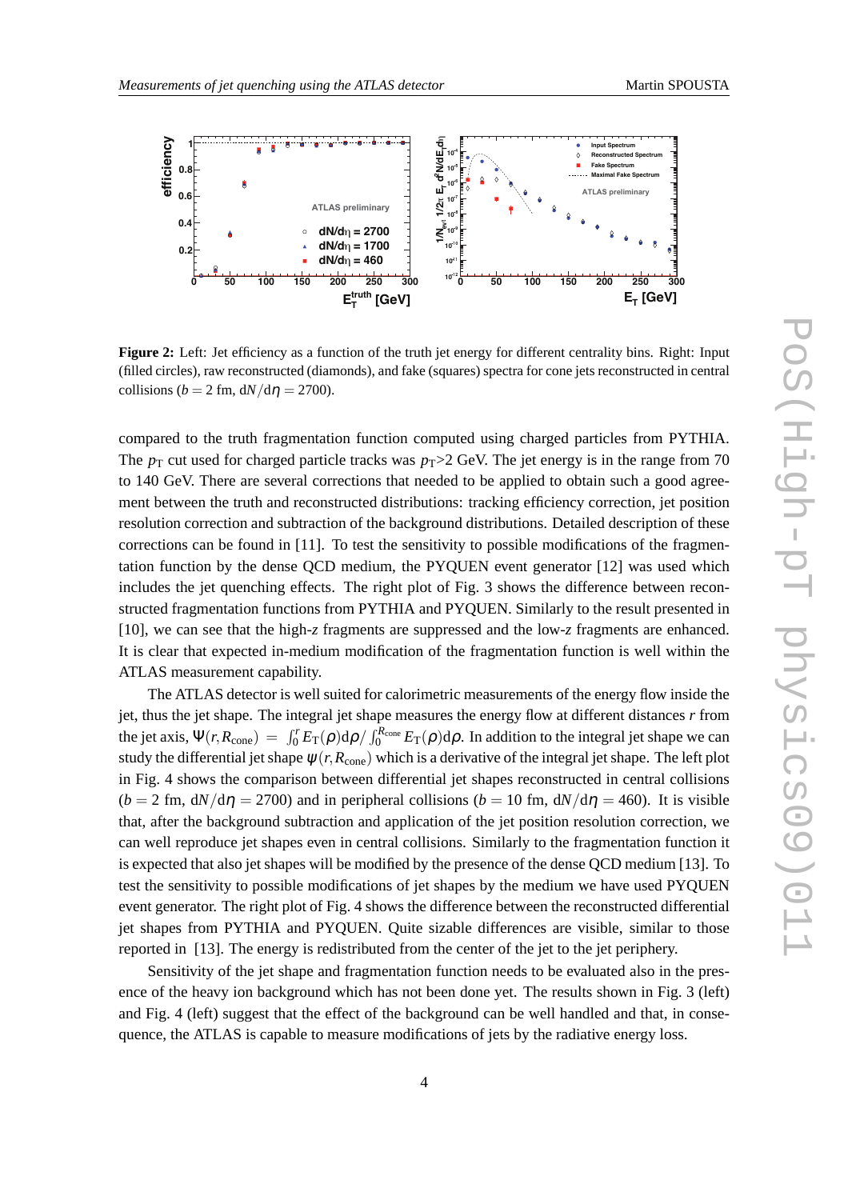**Figure 2:** Left: Jet efficiency as a function of the truth jet energy for different centrality bins. Right: Input (filled circles), raw reconstructed (diamonds), and fake (squares) spectra for cone jets reconstructed in central collisions ($b = 2$ fm, $dN/d\eta = 2700$).

compared to the truth fragmentation function computed using charged particles from PYTHIA. The $p_T$ cut used for charged particle tracks was $p_T$>2 GeV. The jet energy is in the range from 70 to 140 GeV. There are several corrections that needed to be applied to obtain such a good agreement between the truth and reconstructed distributions: tracking efficiency correction, jet position resolution correction and subtraction of the background distributions. Detailed description of these corrections can be found in [11]. To test the sensitivity to possible modifications of the fragmentation function by the dense QCD medium, the PYQUEN event generator [12] was used which includes the jet quenching effects. The right plot of Fig. 3 shows the difference between reconstructed fragmentation functions from PYTHIA and PYQUEN. Similarly to the result presented in [10], we can see that the high-$z$ fragments are suppressed and the low-$z$ fragments are enhanced. It is clear that expected in-medium modification of the fragmentation function is well within the ATLAS measurement capability.

The ATLAS detector is well suited for calorimetric measurements of the energy flow inside the jet, thus the jet shape. The integral jet shape measures the energy flow at different distances $r$ from the jet axis, $\Psi(r, R_{\rm cone}) = \int_0^r E_T(\rho)d\rho / \int_0^{R_{\rm cone}} E_T(\rho)d\rho$. In addition to the integral jet shape we can study the differential jet shape $\psi(r, R_{\rm cone})$ which is a derivative of the integral jet shape. The left plot in Fig. 4 shows the comparison between differential jet shapes reconstructed in central collisions ($b = 2$ fm, $dN/d\eta = 2700$) and in peripheral collisions ($b = 10$ fm, $dN/d\eta = 460$). It is visible that, after the background subtraction and application of the jet position resolution correction, we can well reproduce jet shapes even in central collisions. Similarly to the fragmentation function it is expected that also jet shapes will be modified by the presence of the dense QCD medium [13]. To test the sensitivity to possible modifications of jet shapes by the medium we have used PYQUEN event generator. The right plot of Fig. 4 shows the difference between the reconstructed differential jet shapes from PYTHIA and PYQUEN. Quite sizable differences are visible, similar to those reported in [13]. The energy is redistributed from the center of the jet to the jet periphery.

Sensitivity of the jet shape and fragmentation function needs to be evaluated also in the presence of the heavy ion background which has not been done yet. The results shown in Fig. 3 (left) and Fig. 4 (left) suggest that the effect of the background can be well handled and that, in consequence, the ATLAS is capable to measure modifications of jets by the radiative energy loss.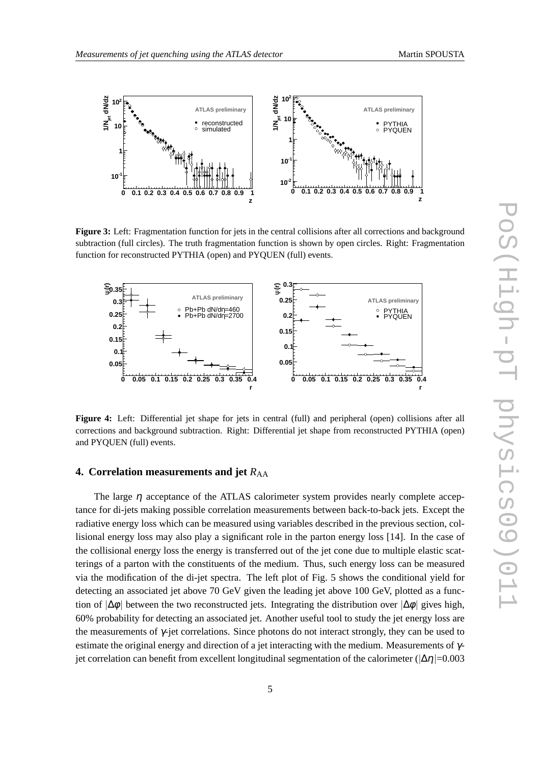**Figure 3:** Left: Fragmentation function for jets in the central collisions after all corrections and background subtraction (full circles). The truth fragmentation function is shown by open circles. Right: Fragmentation function for reconstructed PYTHIA (open) and PYQUEN (full) events.

**Figure 4:** Left: Differential jet shape for jets in central (full) and peripheral (open) collisions after all corrections and background subtraction. Right: Differential jet shape from reconstructed PYTHIA (open) and PYQUEN (full) events.

## 4. Correlation measurements and jet $R_{\rm AA}$

The large $\eta$ acceptance of the ATLAS calorimeter system provides nearly complete acceptance for di-jets making possible correlation measurements between back-to-back jets. Except the radiative energy loss which can be measured using variables described in the previous section, collisional energy loss may also play a significant role in the parton energy loss [14]. In the case of the collisional energy loss the energy is transferred out of the jet cone due to multiple elastic scatterings of a parton with the constituents of the medium. Thus, such energy loss can be measured via the modification of the di-jet spectra. The left plot of Fig. 5 shows the conditional yield for detecting an associated jet above 70 GeV given the leading jet above 100 GeV, plotted as a function of $|\Delta\phi|$ between the two reconstructed jets. Integrating the distribution over $|\Delta\phi|$ gives high, 60% probability for detecting an associated jet. Another useful tool to study the jet energy loss are the measurements of $\gamma$-jet correlations. Since photons do not interact strongly, they can be used to estimate the original energy and direction of a jet interacting with the medium. Measurements of $\gamma$-jet correlation can benefit from excellent longitudinal segmentation of the calorimeter ($|\Delta\eta|$=0.003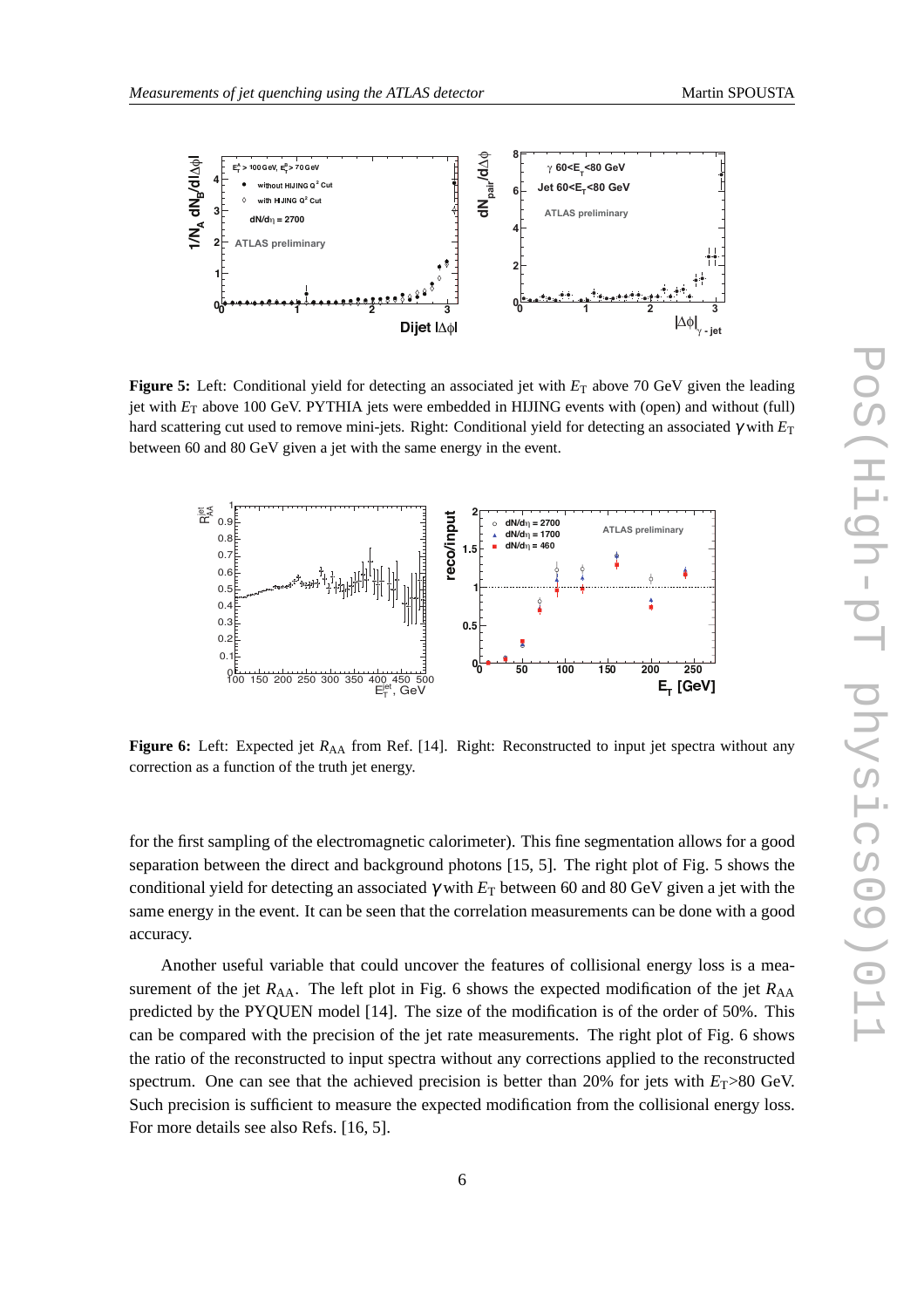**Figure 5:** Left: Conditional yield for detecting an associated jet with $E_{\rm T}$ above 70 GeV given the leading jet with $E_{\rm T}$ above 100 GeV. PYTHIA jets were embedded in HIJING events with (open) and without (full) hard scattering cut used to remove mini-jets. Right: Conditional yield for detecting an associated $\gamma$ with $E_{\rm T}$ between 60 and 80 GeV given a jet with the same energy in the event.

**Figure 6:** Left: Expected jet $R_{\rm AA}$ from Ref. [14]. Right: Reconstructed to input jet spectra without any correction as a function of the truth jet energy.

for the first sampling of the electromagnetic calorimeter). This fine segmentation allows for a good separation between the direct and background photons [15, 5]. The right plot of Fig. 5 shows the conditional yield for detecting an associated $\gamma$ with $E_{\rm T}$ between 60 and 80 GeV given a jet with the same energy in the event. It can be seen that the correlation measurements can be done with a good accuracy.

Another useful variable that could uncover the features of collisional energy loss is a measurement of the jet $R_{\rm AA}$. The left plot in Fig. 6 shows the expected modification of the jet $R_{\rm AA}$ predicted by the PYQUEN model [14]. The size of the modification is of the order of 50%. This can be compared with the precision of the jet rate measurements. The right plot of Fig. 6 shows the ratio of the reconstructed to input spectra without any corrections applied to the reconstructed spectrum. One can see that the achieved precision is better than 20% for jets with $E_{\rm T}$>80 GeV. Such precision is sufficient to measure the expected modification from the collisional energy loss. For more details see also Refs. [16, 5].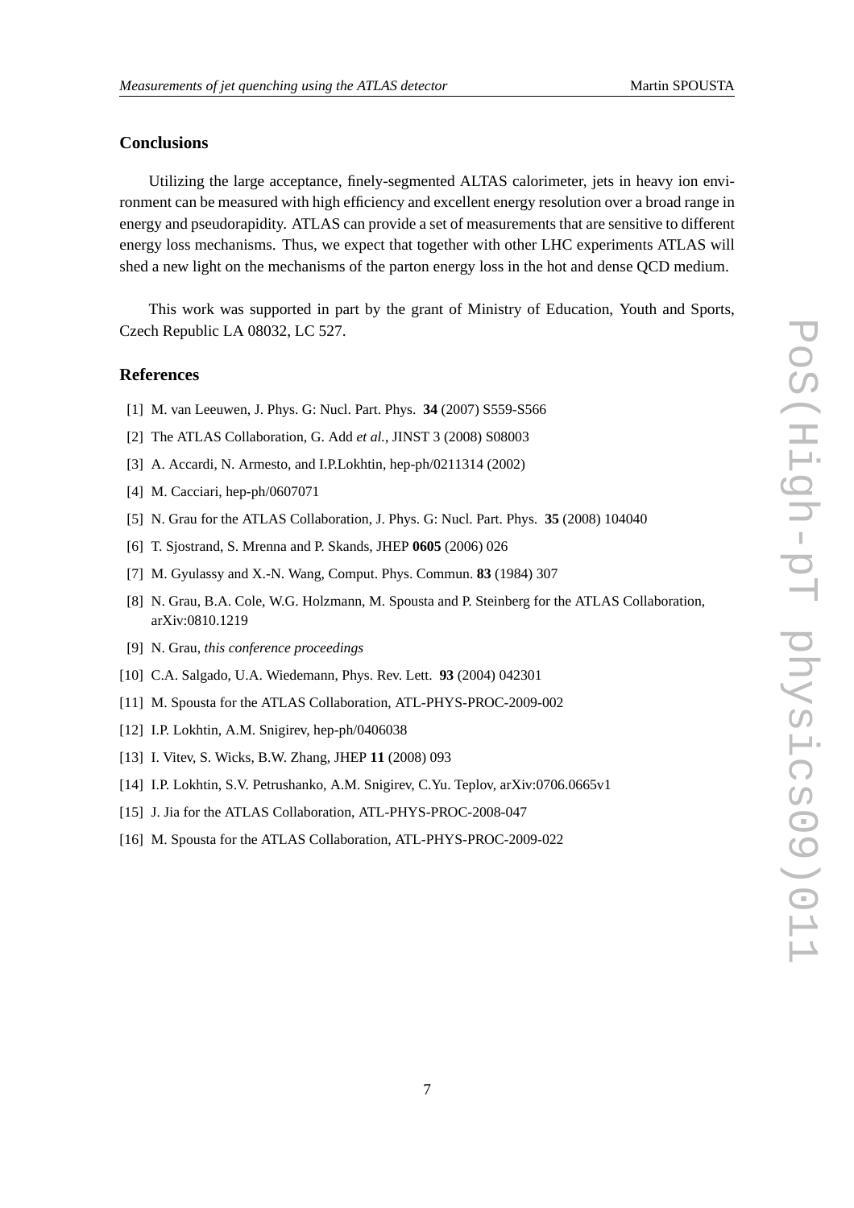## Conclusions

Utilizing the large acceptance, finely-segmented ALTAS calorimeter, jets in heavy ion environment can be measured with high efficiency and excellent energy resolution over a broad range in energy and pseudorapidity. ATLAS can provide a set of measurements that are sensitive to different energy loss mechanisms. Thus, we expect that together with other LHC experiments ATLAS will shed a new light on the mechanisms of the parton energy loss in the hot and dense QCD medium.

This work was supported in part by the grant of Ministry of Education, Youth and Sports, Czech Republic LA 08032, LC 527.

## References

[1] M. van Leeuwen, J. Phys. G: Nucl. Part. Phys. **34** (2007) S559-S566

[2] The ATLAS Collaboration, G. Add *et al.*, JINST 3 (2008) S08003

[3] A. Accardi, N. Armesto, and I.P.Lokhtin, hep-ph/0211314 (2002)

[4] M. Cacciari, hep-ph/0607071

[5] N. Grau for the ATLAS Collaboration, J. Phys. G: Nucl. Part. Phys. **35** (2008) 104040

[6] T. Sjostrand, S. Mrenna and P. Skands, JHEP **0605** (2006) 026

[7] M. Gyulassy and X.-N. Wang, Comput. Phys. Commun. **83** (1984) 307

[8] N. Grau, B.A. Cole, W.G. Holzmann, M. Spousta and P. Steinberg for the ATLAS Collaboration, arXiv:0810.1219

[9] N. Grau, *this conference proceedings*

[10] C.A. Salgado, U.A. Wiedemann, Phys. Rev. Lett. **93** (2004) 042301

[11] M. Spousta for the ATLAS Collaboration, ATL-PHYS-PROC-2009-002

[12] I.P. Lokhtin, A.M. Snigirev, hep-ph/0406038

[13] I. Vitev, S. Wicks, B.W. Zhang, JHEP **11** (2008) 093

[14] I.P. Lokhtin, S.V. Petrushanko, A.M. Snigirev, C.Yu. Teplov, arXiv:0706.0665v1

[15] J. Jia for the ATLAS Collaboration, ATL-PHYS-PROC-2008-047

[16] M. Spousta for the ATLAS Collaboration, ATL-PHYS-PROC-2009-022